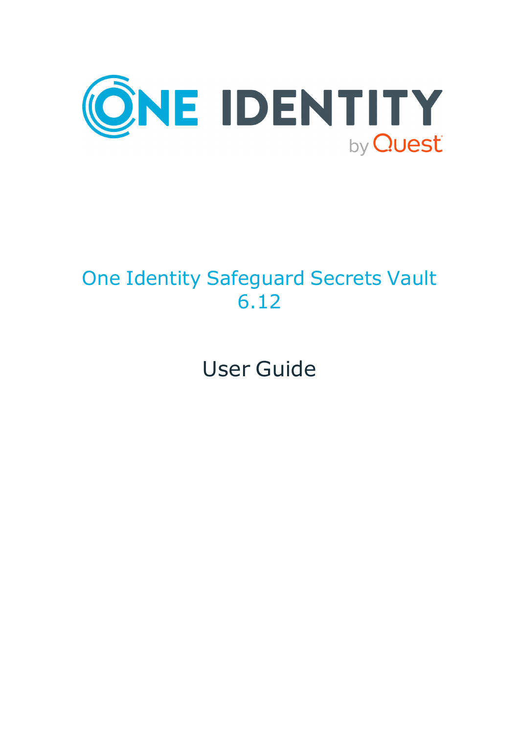# One Identity Safeguard Secrets Vault 6.12

## User Guide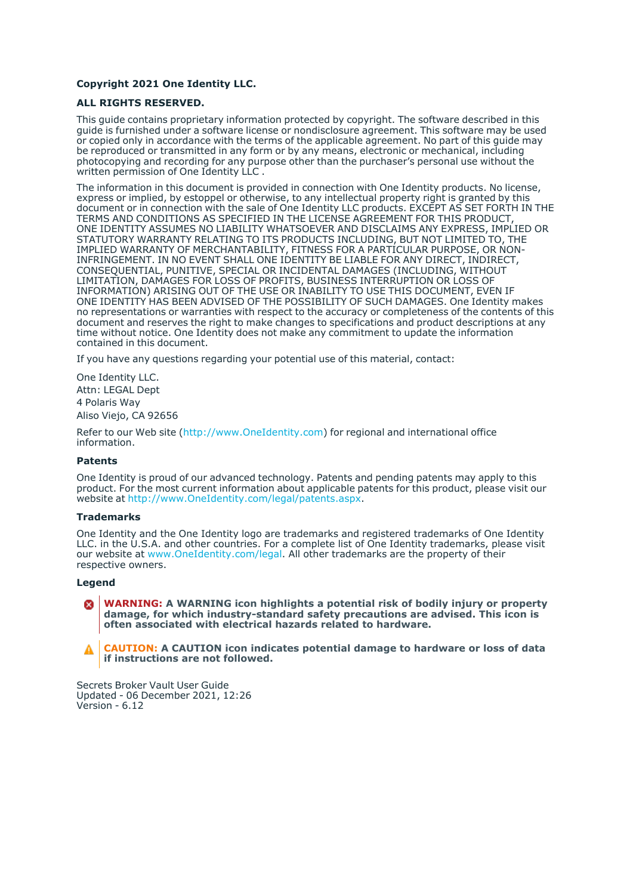**Copyright 2021 One Identity LLC.**

**ALL RIGHTS RESERVED.**

This guide contains proprietary information protected by copyright. The software described in this guide is furnished under a software license or nondisclosure agreement. This software may be used or copied only in accordance with the terms of the applicable agreement. No part of this guide may be reproduced or transmitted in any form or by any means, electronic or mechanical, including photocopying and recording for any purpose other than the purchaser's personal use without the written permission of One Identity LLC .

The information in this document is provided in connection with One Identity products. No license, express or implied, by estoppel or otherwise, to any intellectual property right is granted by this document or in connection with the sale of One Identity LLC products. EXCEPT AS SET FORTH IN THE TERMS AND CONDITIONS AS SPECIFIED IN THE LICENSE AGREEMENT FOR THIS PRODUCT, ONE IDENTITY ASSUMES NO LIABILITY WHATSOEVER AND DISCLAIMS ANY EXPRESS, IMPLIED OR STATUTORY WARRANTY RELATING TO ITS PRODUCTS INCLUDING, BUT NOT LIMITED TO, THE IMPLIED WARRANTY OF MERCHANTABILITY, FITNESS FOR A PARTICULAR PURPOSE, OR NON-INFRINGEMENT. IN NO EVENT SHALL ONE IDENTITY BE LIABLE FOR ANY DIRECT, INDIRECT, CONSEQUENTIAL, PUNITIVE, SPECIAL OR INCIDENTAL DAMAGES (INCLUDING, WITHOUT LIMITATION, DAMAGES FOR LOSS OF PROFITS, BUSINESS INTERRUPTION OR LOSS OF INFORMATION) ARISING OUT OF THE USE OR INABILITY TO USE THIS DOCUMENT, EVEN IF ONE IDENTITY HAS BEEN ADVISED OF THE POSSIBILITY OF SUCH DAMAGES. One Identity makes no representations or warranties with respect to the accuracy or completeness of the contents of this document and reserves the right to make changes to specifications and product descriptions at any time without notice. One Identity does not make any commitment to update the information contained in this document.

If you have any questions regarding your potential use of this material, contact:

One Identity LLC.
Attn: LEGAL Dept
4 Polaris Way
Aliso Viejo, CA 92656

Refer to our Web site (http://www.OneIdentity.com) for regional and international office information.

**Patents**

One Identity is proud of our advanced technology. Patents and pending patents may apply to this product. For the most current information about applicable patents for this product, please visit our website at http://www.OneIdentity.com/legal/patents.aspx.

**Trademarks**

One Identity and the One Identity logo are trademarks and registered trademarks of One Identity LLC. in the U.S.A. and other countries. For a complete list of One Identity trademarks, please visit our website at www.OneIdentity.com/legal. All other trademarks are the property of their respective owners.

**Legend**

**WARNING: A WARNING icon highlights a potential risk of bodily injury or property damage, for which industry-standard safety precautions are advised. This icon is often associated with electrical hazards related to hardware.**

**CAUTION: A CAUTION icon indicates potential damage to hardware or loss of data if instructions are not followed.**

Secrets Broker Vault User Guide
Updated - 06 December 2021, 12:26
Version - 6.12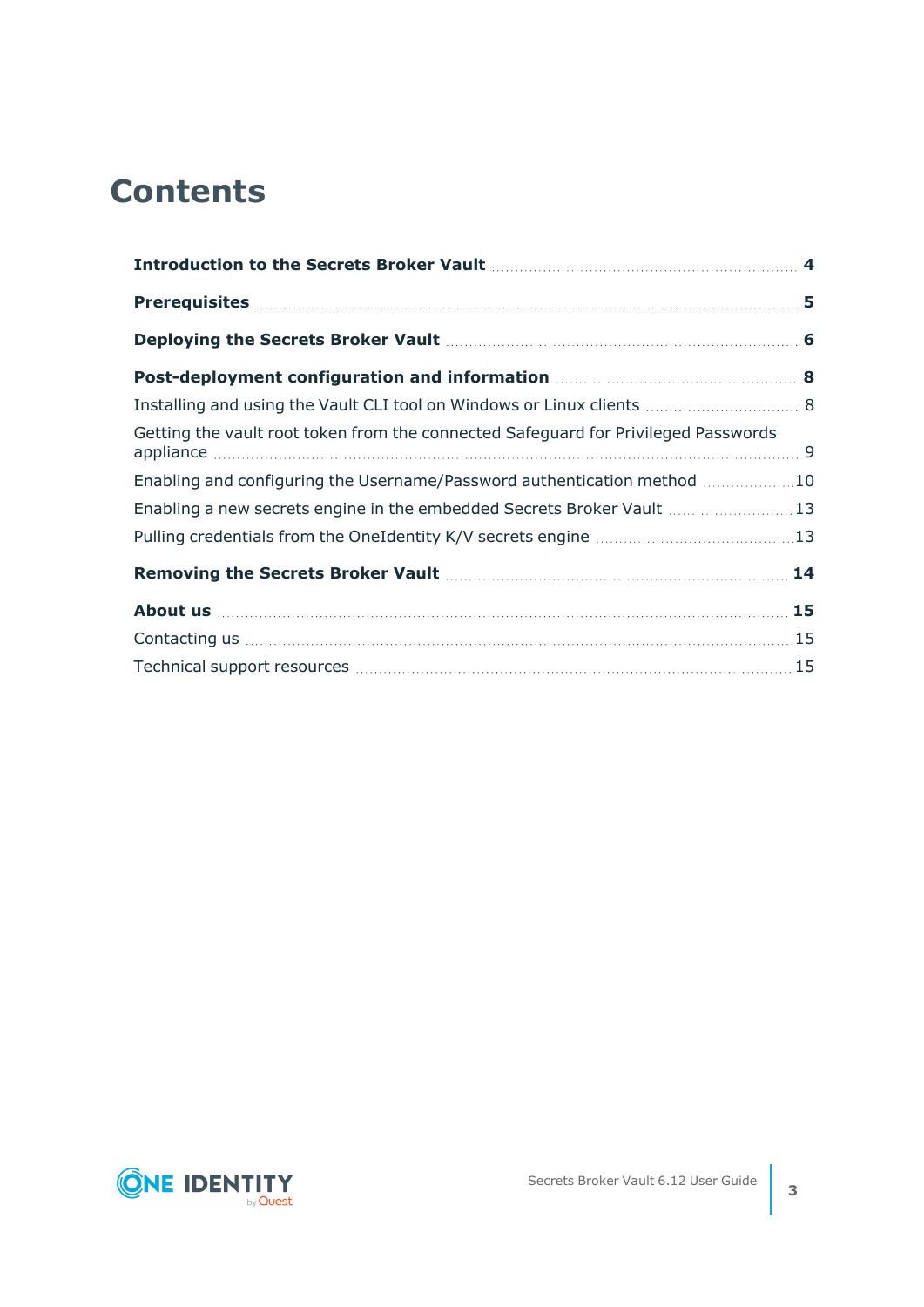# Contents

**Introduction to the Secrets Broker Vault** 4

**Prerequisites** 5

**Deploying the Secrets Broker Vault** 6

**Post-deployment configuration and information** 8

Installing and using the Vault CLI tool on Windows or Linux clients 8

Getting the vault root token from the connected Safeguard for Privileged Passwords appliance 9

Enabling and configuring the Username/Password authentication method 10

Enabling a new secrets engine in the embedded Secrets Broker Vault 13

Pulling credentials from the OneIdentity K/V secrets engine 13

**Removing the Secrets Broker Vault** 14

**About us** 15

Contacting us 15

Technical support resources 15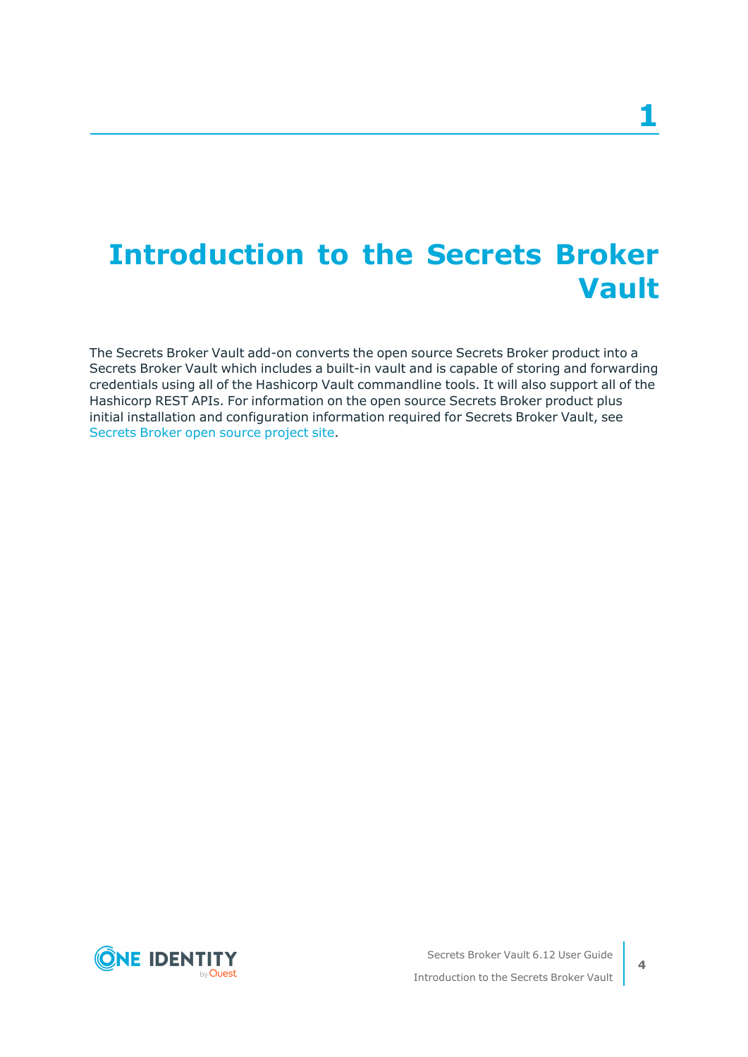# 1 Introduction to the Secrets Broker Vault

The Secrets Broker Vault add-on converts the open source Secrets Broker product into a Secrets Broker Vault which includes a built-in vault and is capable of storing and forwarding credentials using all of the Hashicorp Vault commandline tools. It will also support all of the Hashicorp REST APIs. For information on the open source Secrets Broker product plus initial installation and configuration information required for Secrets Broker Vault, see Secrets Broker open source project site.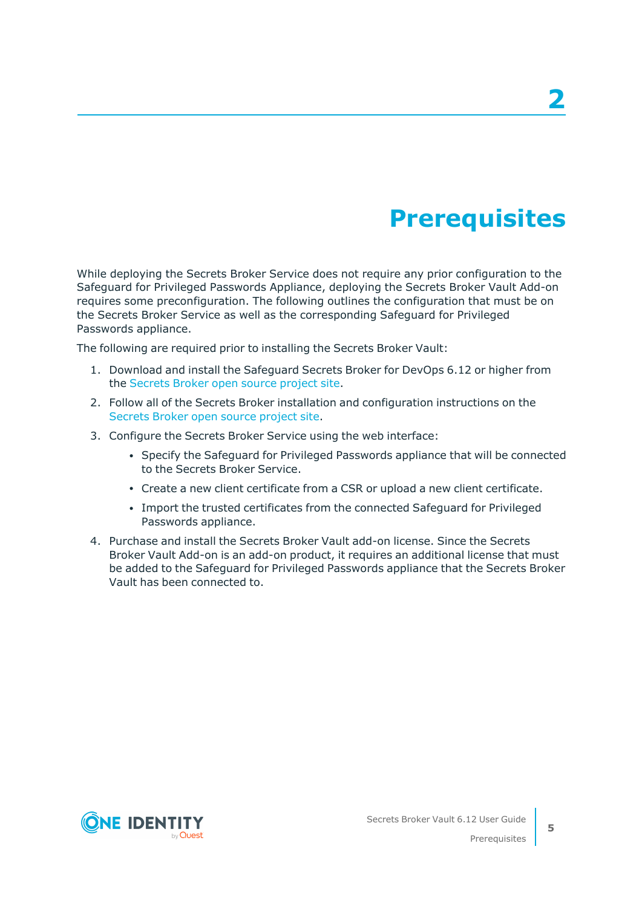# 2 Prerequisites

While deploying the Secrets Broker Service does not require any prior configuration to the Safeguard for Privileged Passwords Appliance, deploying the Secrets Broker Vault Add-on requires some preconfiguration. The following outlines the configuration that must be on the Secrets Broker Service as well as the corresponding Safeguard for Privileged Passwords appliance.

The following are required prior to installing the Secrets Broker Vault:

1. Download and install the Safeguard Secrets Broker for DevOps 6.12 or higher from the Secrets Broker open source project site.
2. Follow all of the Secrets Broker installation and configuration instructions on the Secrets Broker open source project site.
3. Configure the Secrets Broker Service using the web interface:
   - Specify the Safeguard for Privileged Passwords appliance that will be connected to the Secrets Broker Service.
   - Create a new client certificate from a CSR or upload a new client certificate.
   - Import the trusted certificates from the connected Safeguard for Privileged Passwords appliance.
4. Purchase and install the Secrets Broker Vault add-on license. Since the Secrets Broker Vault Add-on is an add-on product, it requires an additional license that must be added to the Safeguard for Privileged Passwords appliance that the Secrets Broker Vault has been connected to.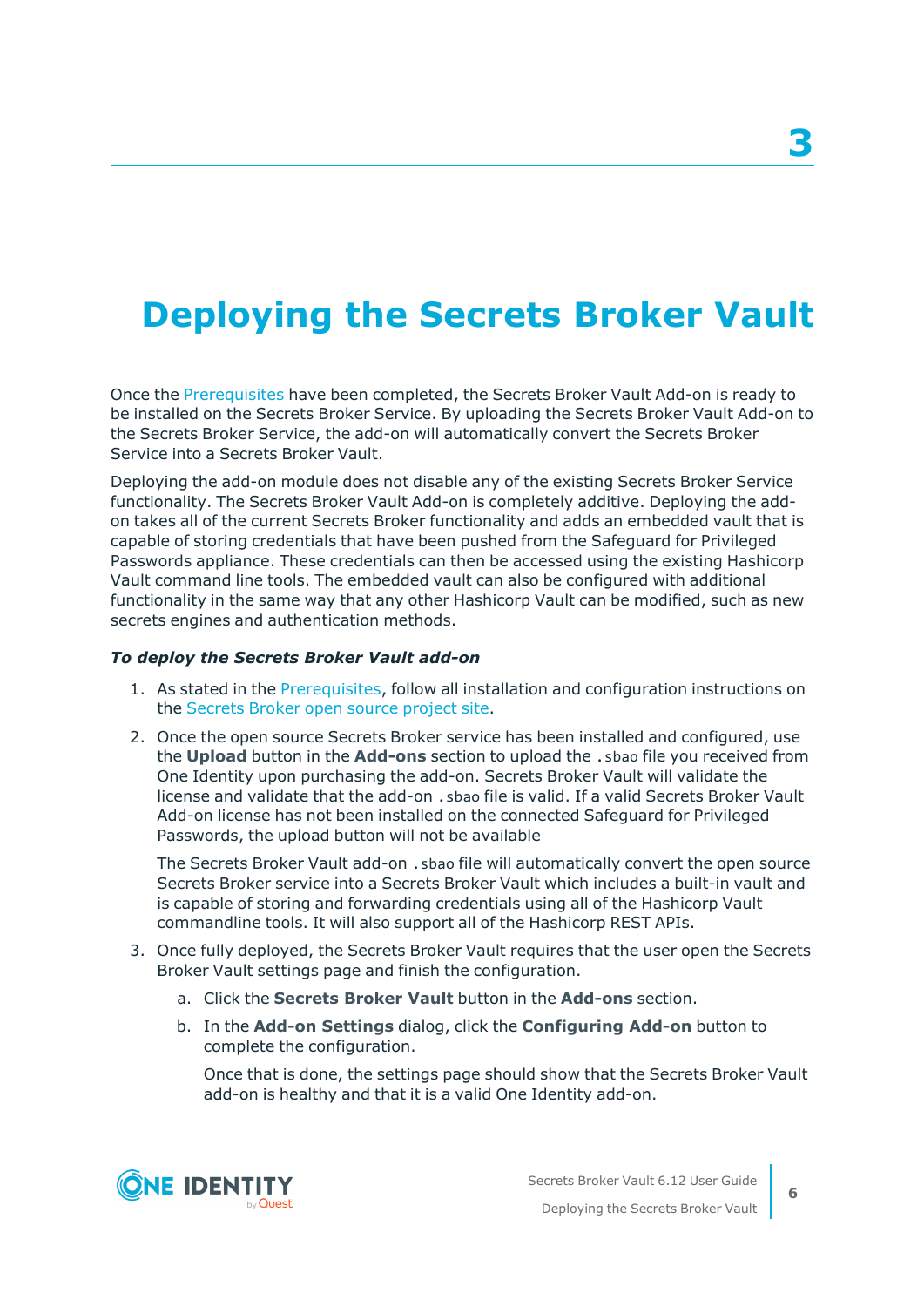# 3

# Deploying the Secrets Broker Vault

Once the Prerequisites have been completed, the Secrets Broker Vault Add-on is ready to be installed on the Secrets Broker Service. By uploading the Secrets Broker Vault Add-on to the Secrets Broker Service, the add-on will automatically convert the Secrets Broker Service into a Secrets Broker Vault.

Deploying the add-on module does not disable any of the existing Secrets Broker Service functionality. The Secrets Broker Vault Add-on is completely additive. Deploying the add-on takes all of the current Secrets Broker functionality and adds an embedded vault that is capable of storing credentials that have been pushed from the Safeguard for Privileged Passwords appliance. These credentials can then be accessed using the existing Hashicorp Vault command line tools. The embedded vault can also be configured with additional functionality in the same way that any other Hashicorp Vault can be modified, such as new secrets engines and authentication methods.

***To deploy the Secrets Broker Vault add-on***

1. As stated in the Prerequisites, follow all installation and configuration instructions on the Secrets Broker open source project site.
2. Once the open source Secrets Broker service has been installed and configured, use the **Upload** button in the **Add-ons** section to upload the `.sbao` file you received from One Identity upon purchasing the add-on. Secrets Broker Vault will validate the license and validate that the add-on `.sbao` file is valid. If a valid Secrets Broker Vault Add-on license has not been installed on the connected Safeguard for Privileged Passwords, the upload button will not be available

   The Secrets Broker Vault add-on `.sbao` file will automatically convert the open source Secrets Broker service into a Secrets Broker Vault which includes a built-in vault and is capable of storing and forwarding credentials using all of the Hashicorp Vault commandline tools. It will also support all of the Hashicorp REST APIs.
3. Once fully deployed, the Secrets Broker Vault requires that the user open the Secrets Broker Vault settings page and finish the configuration.
   1. Click the **Secrets Broker Vault** button in the **Add-ons** section.
   2. In the **Add-on Settings** dialog, click the **Configuring Add-on** button to complete the configuration.

      Once that is done, the settings page should show that the Secrets Broker Vault add-on is healthy and that it is a valid One Identity add-on.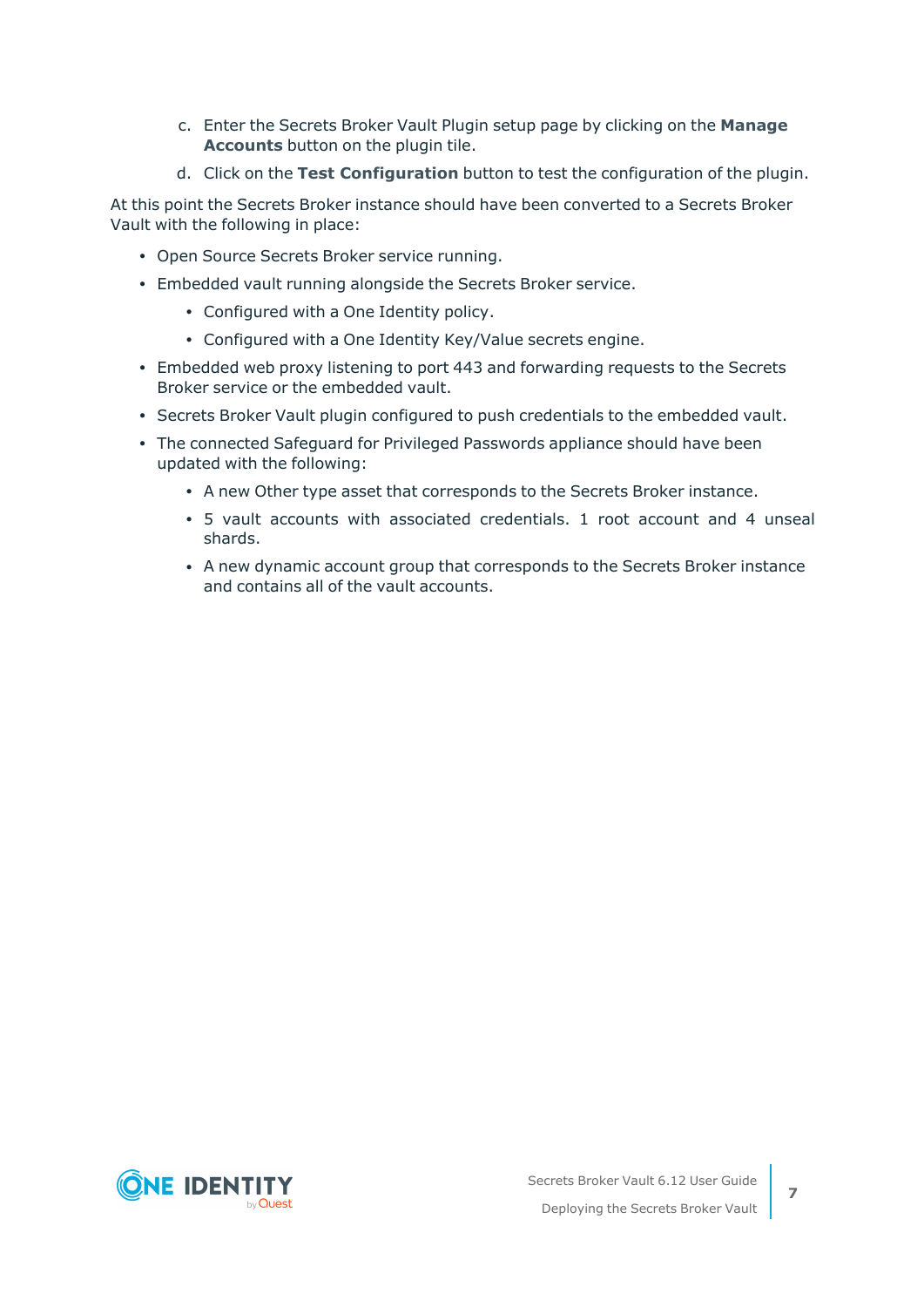c. Enter the Secrets Broker Vault Plugin setup page by clicking on the **Manage Accounts** button on the plugin tile.

d. Click on the **Test Configuration** button to test the configuration of the plugin.

At this point the Secrets Broker instance should have been converted to a Secrets Broker Vault with the following in place:

- Open Source Secrets Broker service running.
- Embedded vault running alongside the Secrets Broker service.
  - Configured with a One Identity policy.
  - Configured with a One Identity Key/Value secrets engine.
- Embedded web proxy listening to port 443 and forwarding requests to the Secrets Broker service or the embedded vault.
- Secrets Broker Vault plugin configured to push credentials to the embedded vault.
- The connected Safeguard for Privileged Passwords appliance should have been updated with the following:
  - A new Other type asset that corresponds to the Secrets Broker instance.
  - 5 vault accounts with associated credentials. 1 root account and 4 unseal shards.
  - A new dynamic account group that corresponds to the Secrets Broker instance and contains all of the vault accounts.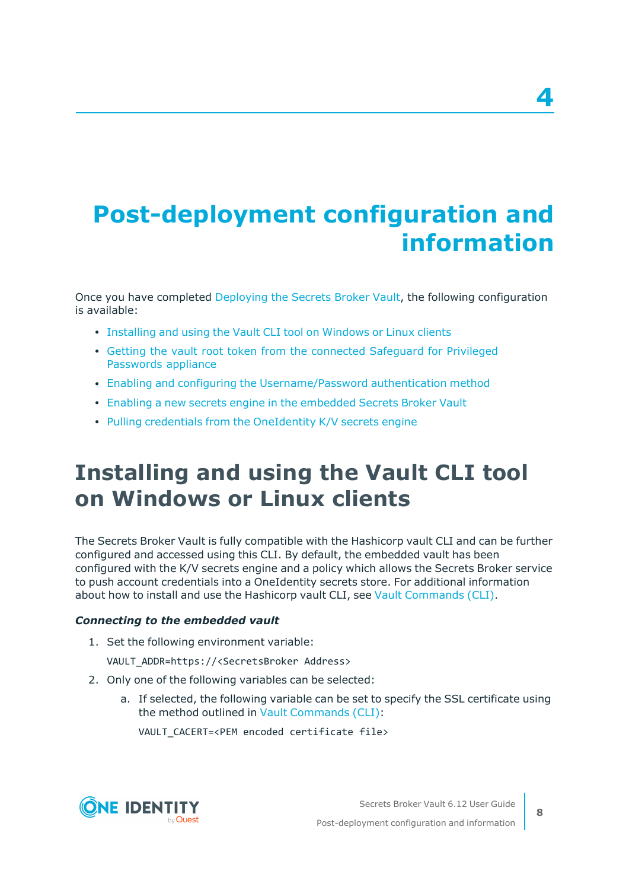# 4

# Post-deployment configuration and information

Once you have completed Deploying the Secrets Broker Vault, the following configuration is available:

- Installing and using the Vault CLI tool on Windows or Linux clients
- Getting the vault root token from the connected Safeguard for Privileged Passwords appliance
- Enabling and configuring the Username/Password authentication method
- Enabling a new secrets engine in the embedded Secrets Broker Vault
- Pulling credentials from the OneIdentity K/V secrets engine

## Installing and using the Vault CLI tool on Windows or Linux clients

The Secrets Broker Vault is fully compatible with the Hashicorp vault CLI and can be further configured and accessed using this CLI. By default, the embedded vault has been configured with the K/V secrets engine and a policy which allows the Secrets Broker service to push account credentials into a OneIdentity secrets store. For additional information about how to install and use the Hashicorp vault CLI, see Vault Commands (CLI).

***Connecting to the embedded vault***

1. Set the following environment variable:

   `VAULT_ADDR=https://<SecretsBroker Address>`

2. Only one of the following variables can be selected:

   a. If selected, the following variable can be set to specify the SSL certificate using the method outlined in Vault Commands (CLI):

      `VAULT_CACERT=<PEM encoded certificate file>`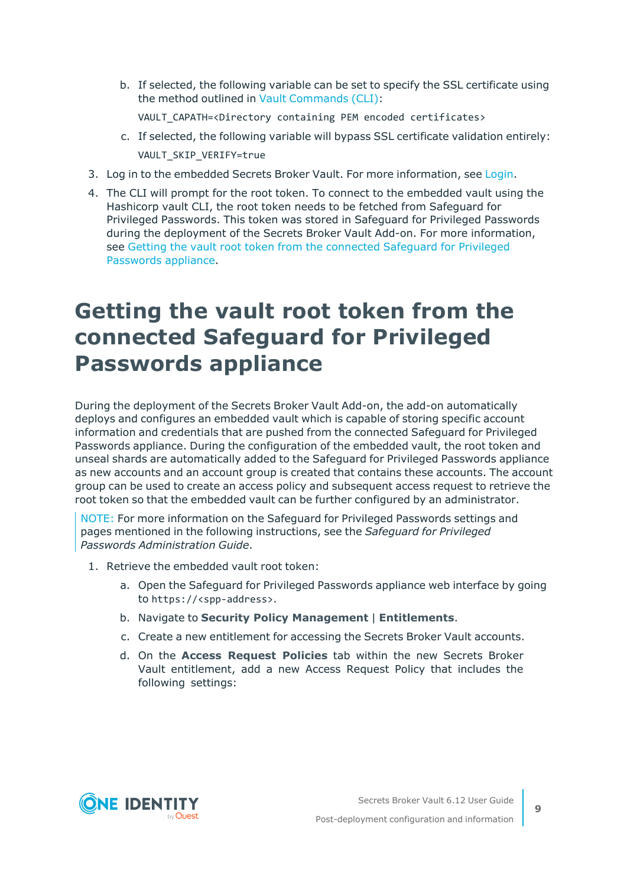b. If selected, the following variable can be set to specify the SSL certificate using the method outlined in Vault Commands (CLI):

      ```
      VAULT_CAPATH=<Directory containing PEM encoded certificates>
      ```

   c. If selected, the following variable will bypass SSL certificate validation entirely:

      ```
      VAULT_SKIP_VERIFY=true
      ```

3. Log in to the embedded Secrets Broker Vault. For more information, see Login.
4. The CLI will prompt for the root token. To connect to the embedded vault using the Hashicorp vault CLI, the root token needs to be fetched from Safeguard for Privileged Passwords. This token was stored in Safeguard for Privileged Passwords during the deployment of the Secrets Broker Vault Add-on. For more information, see Getting the vault root token from the connected Safeguard for Privileged Passwords appliance.

# Getting the vault root token from the connected Safeguard for Privileged Passwords appliance

During the deployment of the Secrets Broker Vault Add-on, the add-on automatically deploys and configures an embedded vault which is capable of storing specific account information and credentials that are pushed from the connected Safeguard for Privileged Passwords appliance. During the configuration of the embedded vault, the root token and unseal shards are automatically added to the Safeguard for Privileged Passwords appliance as new accounts and an account group is created that contains these accounts. The account group can be used to create an access policy and subsequent access request to retrieve the root token so that the embedded vault can be further configured by an administrator.

NOTE: For more information on the Safeguard for Privileged Passwords settings and pages mentioned in the following instructions, see the *Safeguard for Privileged Passwords Administration Guide*.

1. Retrieve the embedded vault root token:
   a. Open the Safeguard for Privileged Passwords appliance web interface by going to `https://<spp-address>`.
   b. Navigate to **Security Policy Management** | **Entitlements**.
   c. Create a new entitlement for accessing the Secrets Broker Vault accounts.
   d. On the **Access Request Policies** tab within the new Secrets Broker Vault entitlement, add a new Access Request Policy that includes the following settings: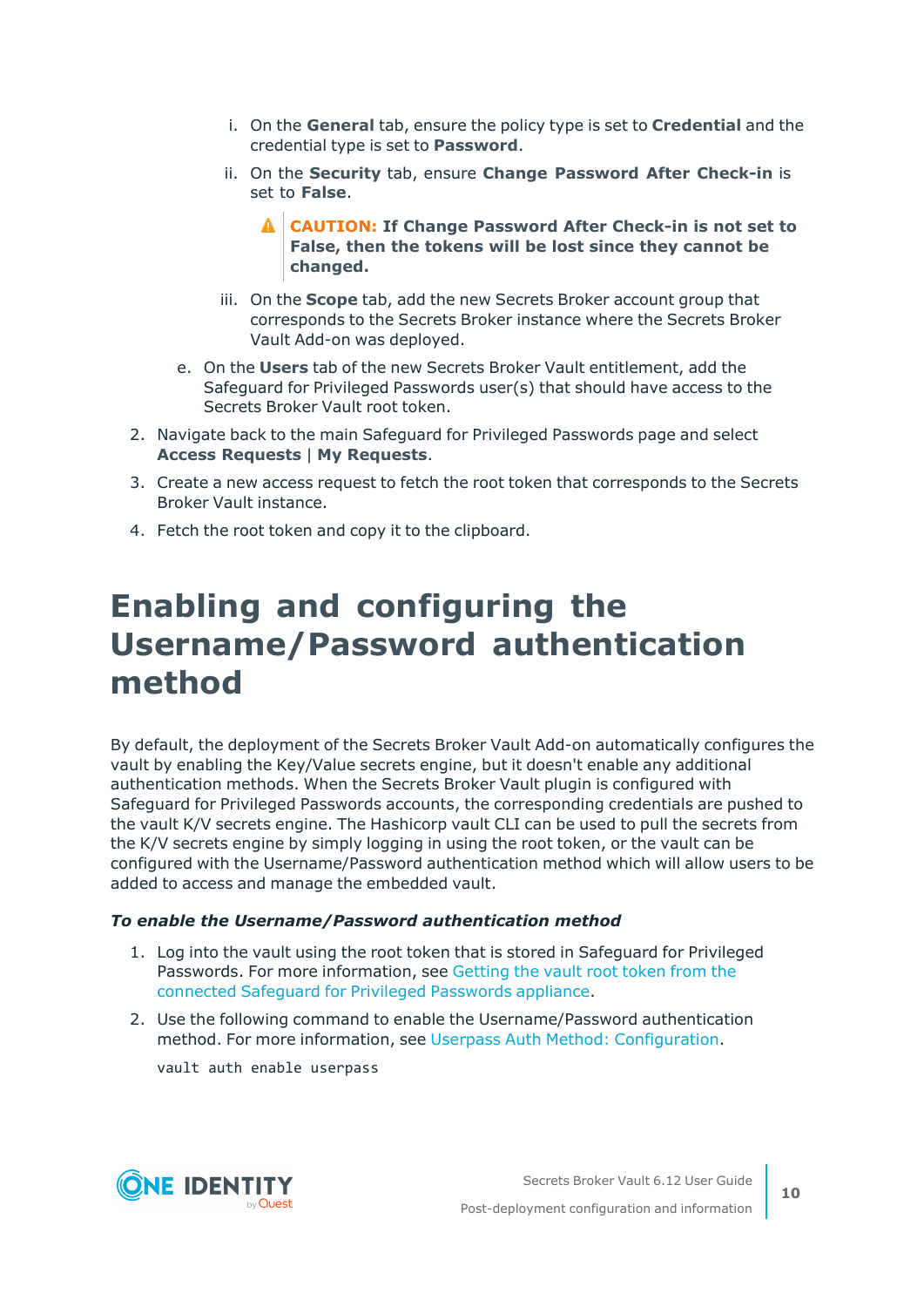i. On the **General** tab, ensure the policy type is set to **Credential** and the credential type is set to **Password**.

   ii. On the **Security** tab, ensure **Change Password After Check-in** is set to **False**.

   > **CAUTION: If Change Password After Check-in is not set to False, then the tokens will be lost since they cannot be changed.**

   iii. On the **Scope** tab, add the new Secrets Broker account group that corresponds to the Secrets Broker instance where the Secrets Broker Vault Add-on was deployed.

   e. On the **Users** tab of the new Secrets Broker Vault entitlement, add the Safeguard for Privileged Passwords user(s) that should have access to the Secrets Broker Vault root token.

2. Navigate back to the main Safeguard for Privileged Passwords page and select **Access Requests** | **My Requests**.
3. Create a new access request to fetch the root token that corresponds to the Secrets Broker Vault instance.
4. Fetch the root token and copy it to the clipboard.

# Enabling and configuring the Username/Password authentication method

By default, the deployment of the Secrets Broker Vault Add-on automatically configures the vault by enabling the Key/Value secrets engine, but it doesn't enable any additional authentication methods. When the Secrets Broker Vault plugin is configured with Safeguard for Privileged Passwords accounts, the corresponding credentials are pushed to the vault K/V secrets engine. The Hashicorp vault CLI can be used to pull the secrets from the K/V secrets engine by simply logging in using the root token, or the vault can be configured with the Username/Password authentication method which will allow users to be added to access and manage the embedded vault.

***To enable the Username/Password authentication method***

1. Log into the vault using the root token that is stored in Safeguard for Privileged Passwords. For more information, see Getting the vault root token from the connected Safeguard for Privileged Passwords appliance.
2. Use the following command to enable the Username/Password authentication method. For more information, see Userpass Auth Method: Configuration.

```
vault auth enable userpass
```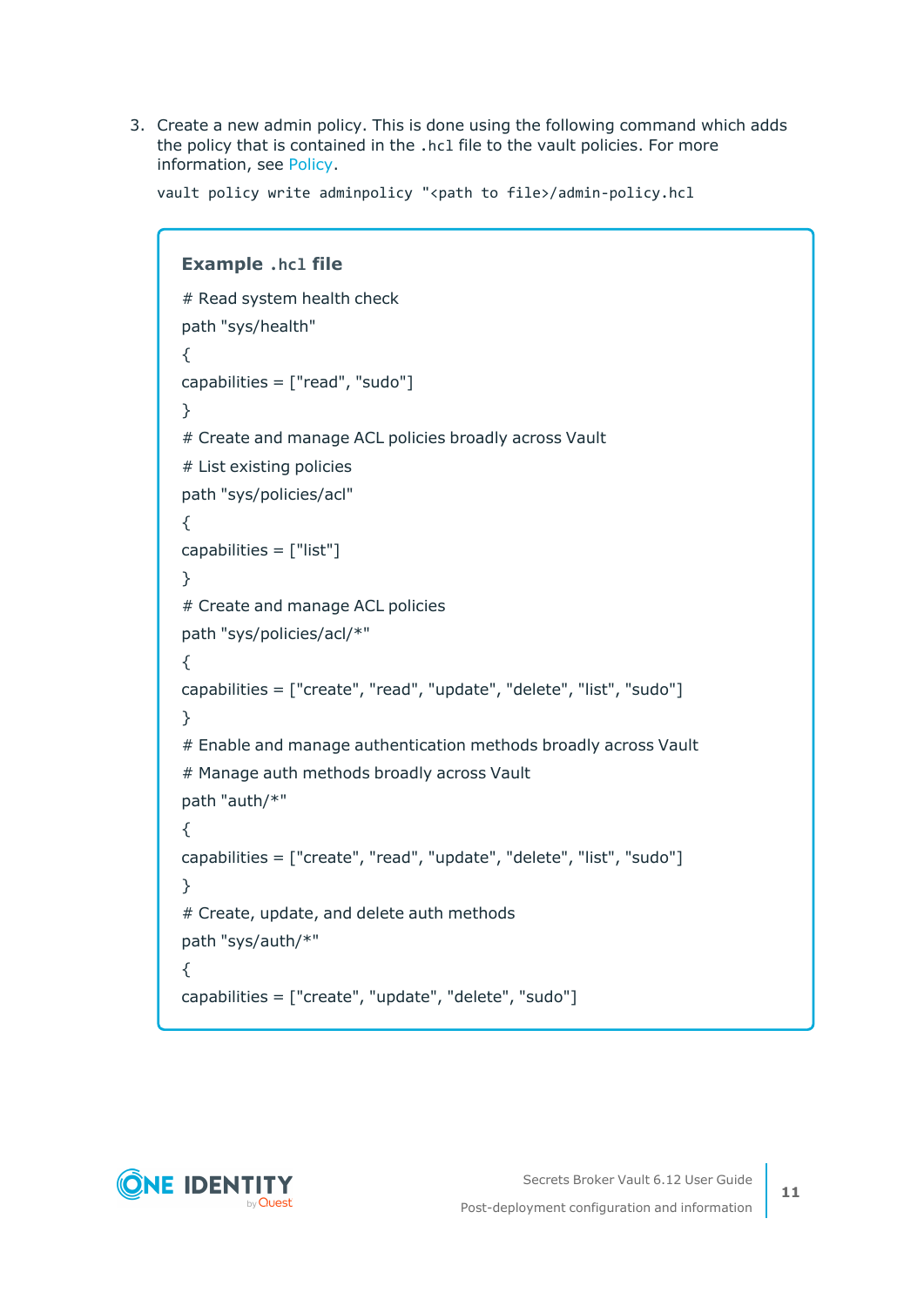3. Create a new admin policy. This is done using the following command which adds the policy that is contained in the `.hcl` file to the vault policies. For more information, see Policy.

   ```
   vault policy write adminpolicy "<path to file>/admin-policy.hcl
   ```

**Example `.hcl` file**

```
# Read system health check
path "sys/health"
{
capabilities = ["read", "sudo"]
}
# Create and manage ACL policies broadly across Vault
# List existing policies
path "sys/policies/acl"
{
capabilities = ["list"]
}
# Create and manage ACL policies
path "sys/policies/acl/*"
{
capabilities = ["create", "read", "update", "delete", "list", "sudo"]
}
# Enable and manage authentication methods broadly across Vault
# Manage auth methods broadly across Vault
path "auth/*"
{
capabilities = ["create", "read", "update", "delete", "list", "sudo"]
}
# Create, update, and delete auth methods
path "sys/auth/*"
{
capabilities = ["create", "update", "delete", "sudo"]
```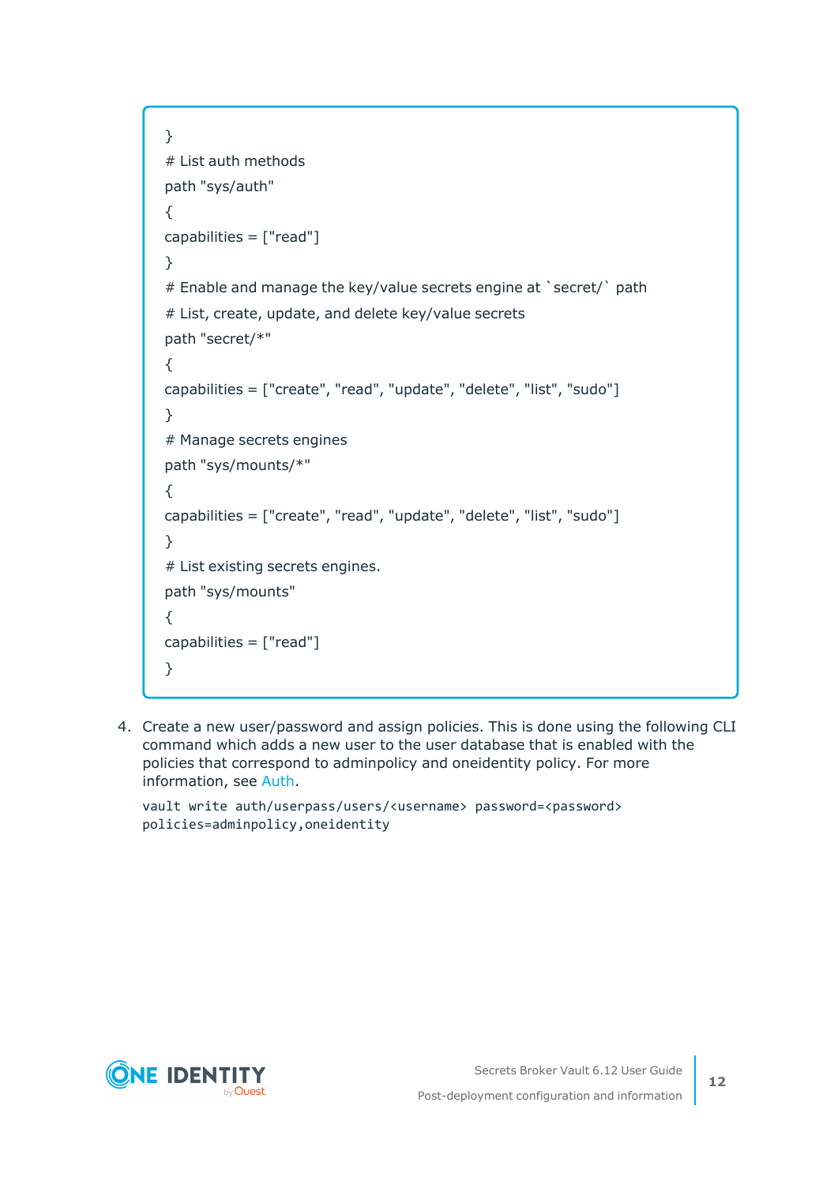```
}
# List auth methods
path "sys/auth"
{
capabilities = ["read"]
}
# Enable and manage the key/value secrets engine at `secret/` path
# List, create, update, and delete key/value secrets
path "secret/*"
{
capabilities = ["create", "read", "update", "delete", "list", "sudo"]
}
# Manage secrets engines
path "sys/mounts/*"
{
capabilities = ["create", "read", "update", "delete", "list", "sudo"]
}
# List existing secrets engines.
path "sys/mounts"
{
capabilities = ["read"]
}
```

4. Create a new user/password and assign policies. This is done using the following CLI command which adds a new user to the user database that is enabled with the policies that correspond to adminpolicy and oneidentity policy. For more information, see Auth.

   ```
   vault write auth/userpass/users/<username> password=<password>
   policies=adminpolicy,oneidentity
   ```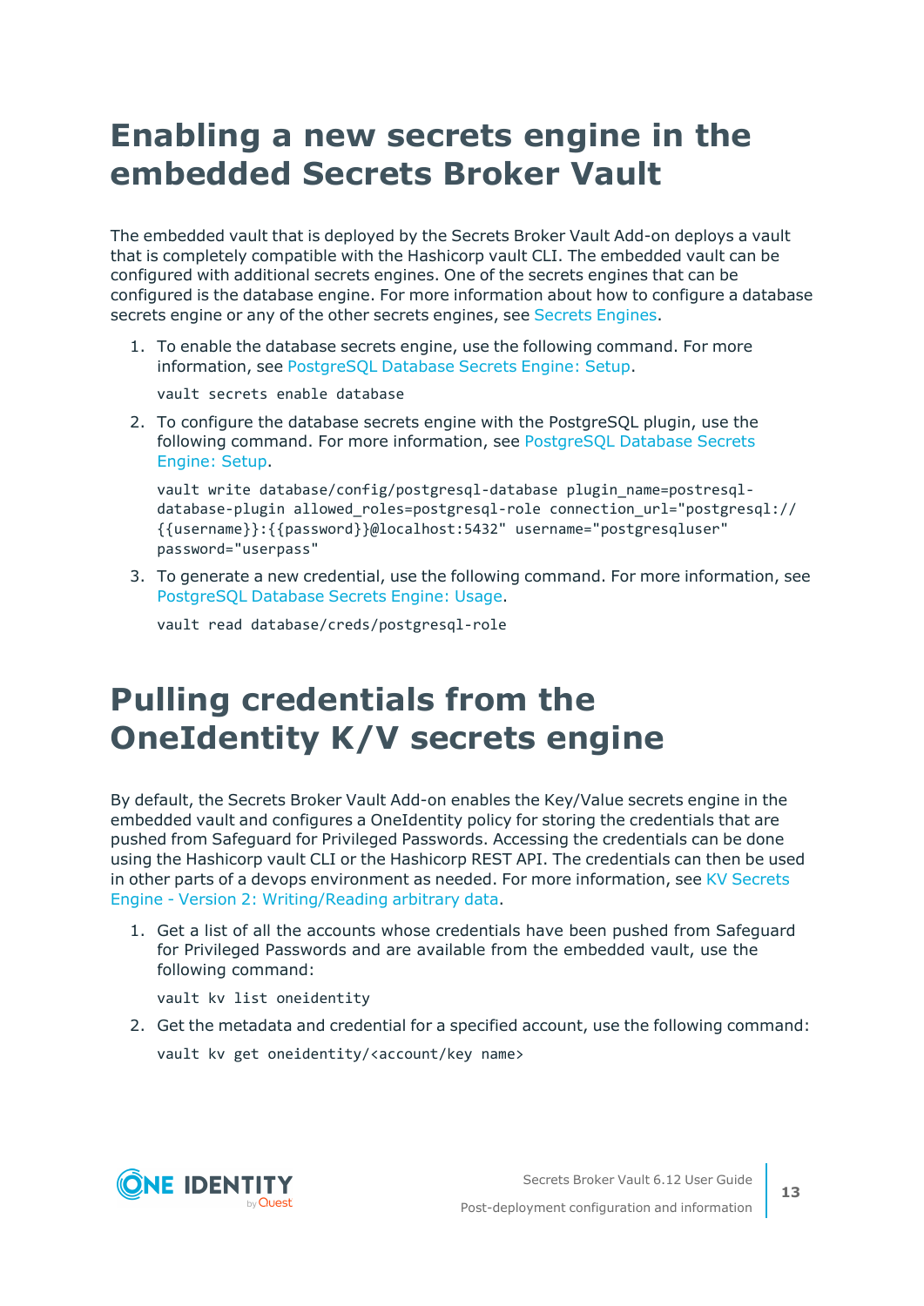# Enabling a new secrets engine in the embedded Secrets Broker Vault

The embedded vault that is deployed by the Secrets Broker Vault Add-on deploys a vault that is completely compatible with the Hashicorp vault CLI. The embedded vault can be configured with additional secrets engines. One of the secrets engines that can be configured is the database engine. For more information about how to configure a database secrets engine or any of the other secrets engines, see Secrets Engines.

1. To enable the database secrets engine, use the following command. For more information, see PostgreSQL Database Secrets Engine: Setup.

   ```
   vault secrets enable database
   ```

2. To configure the database secrets engine with the PostgreSQL plugin, use the following command. For more information, see PostgreSQL Database Secrets Engine: Setup.

   ```
   vault write database/config/postgresql-database plugin_name=postresql-
   database-plugin allowed_roles=postgresql-role connection_url="postgresql://
   {{username}}:{{password}}@localhost:5432" username="postgresqluser"
   password="userpass"
   ```

3. To generate a new credential, use the following command. For more information, see PostgreSQL Database Secrets Engine: Usage.

   ```
   vault read database/creds/postgresql-role
   ```

# Pulling credentials from the OneIdentity K/V secrets engine

By default, the Secrets Broker Vault Add-on enables the Key/Value secrets engine in the embedded vault and configures a OneIdentity policy for storing the credentials that are pushed from Safeguard for Privileged Passwords. Accessing the credentials can be done using the Hashicorp vault CLI or the Hashicorp REST API. The credentials can then be used in other parts of a devops environment as needed. For more information, see KV Secrets Engine - Version 2: Writing/Reading arbitrary data.

1. Get a list of all the accounts whose credentials have been pushed from Safeguard for Privileged Passwords and are available from the embedded vault, use the following command:

   ```
   vault kv list oneidentity
   ```

2. Get the metadata and credential for a specified account, use the following command:

   ```
   vault kv get oneidentity/<account/key name>
   ```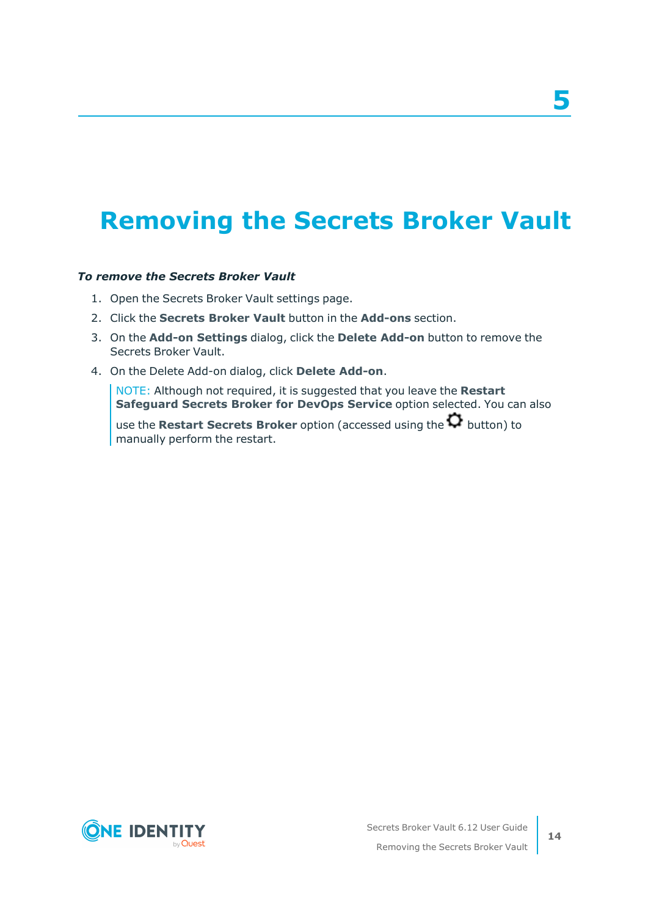5

# Removing the Secrets Broker Vault

***To remove the Secrets Broker Vault***

1. Open the Secrets Broker Vault settings page.
2. Click the **Secrets Broker Vault** button in the **Add-ons** section.
3. On the **Add-on Settings** dialog, click the **Delete Add-on** button to remove the Secrets Broker Vault.
4. On the Delete Add-on dialog, click **Delete Add-on**.

   NOTE: Although not required, it is suggested that you leave the **Restart Safeguard Secrets Broker for DevOps Service** option selected. You can also use the **Restart Secrets Broker** option (accessed using the ⚙ button) to manually perform the restart.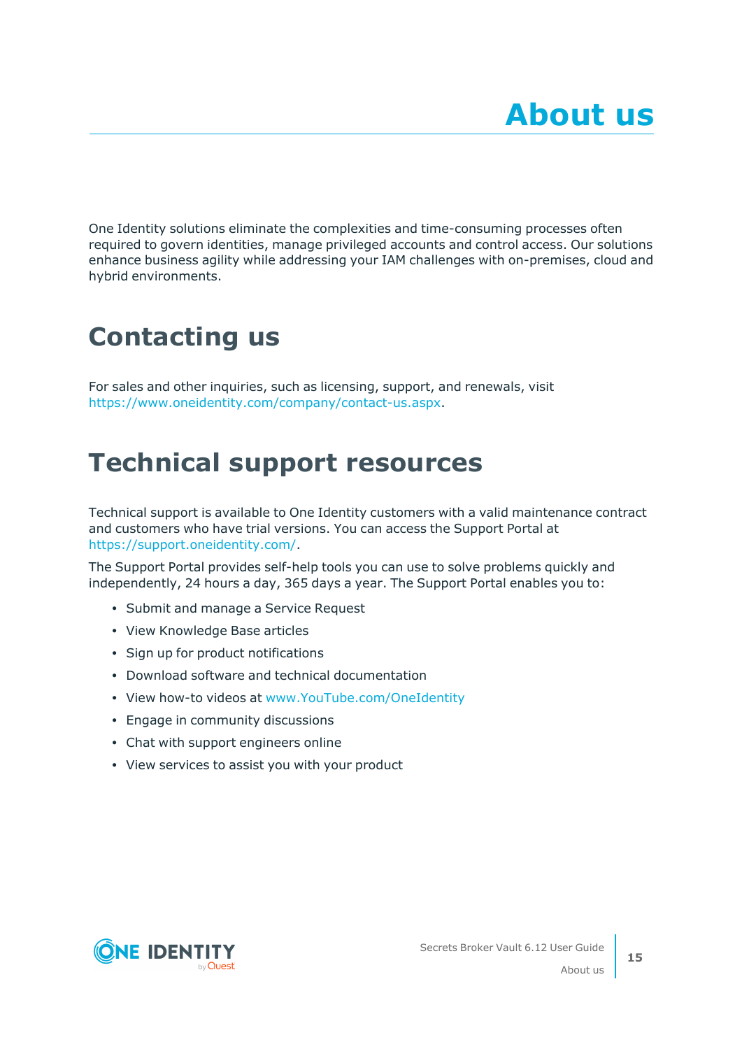# About us

One Identity solutions eliminate the complexities and time-consuming processes often required to govern identities, manage privileged accounts and control access. Our solutions enhance business agility while addressing your IAM challenges with on-premises, cloud and hybrid environments.

## Contacting us

For sales and other inquiries, such as licensing, support, and renewals, visit https://www.oneidentity.com/company/contact-us.aspx.

## Technical support resources

Technical support is available to One Identity customers with a valid maintenance contract and customers who have trial versions. You can access the Support Portal at https://support.oneidentity.com/.

The Support Portal provides self-help tools you can use to solve problems quickly and independently, 24 hours a day, 365 days a year. The Support Portal enables you to:

- Submit and manage a Service Request
- View Knowledge Base articles
- Sign up for product notifications
- Download software and technical documentation
- View how-to videos at www.YouTube.com/OneIdentity
- Engage in community discussions
- Chat with support engineers online
- View services to assist you with your product